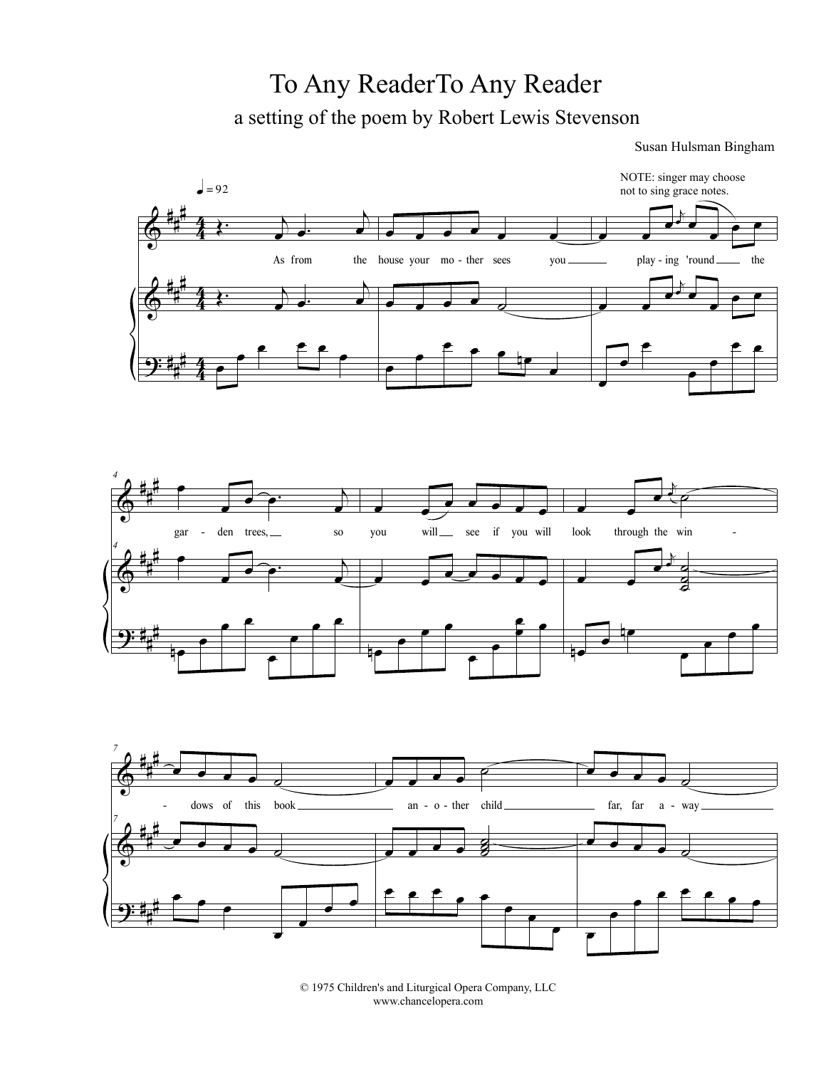# To Any ReaderTo Any Reader

## a setting of the poem by Robert Lewis Stevenson

Susan Hulsman Bingham

NOTE: singer may choose not to sing grace notes.

© 1975 Children's and Liturgical Opera Company, LLC
www.chancelopera.com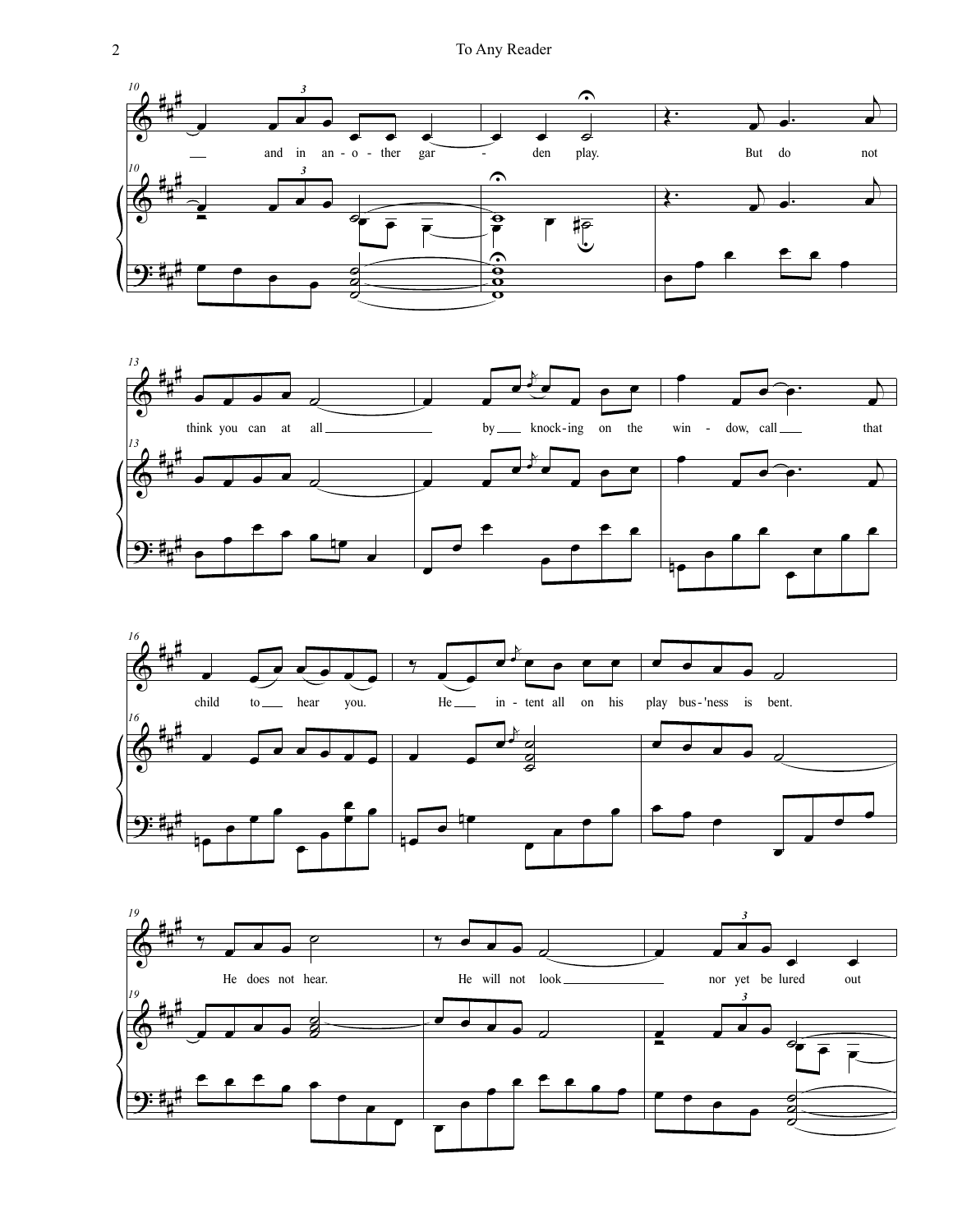and in an-o-ther gar - den play. But do not

think you can at all by knock-ing on the win - dow, call that

child to hear you. He in-tent all on his play bus-'ness is bent.

He does not hear. He will not look nor yet be lured out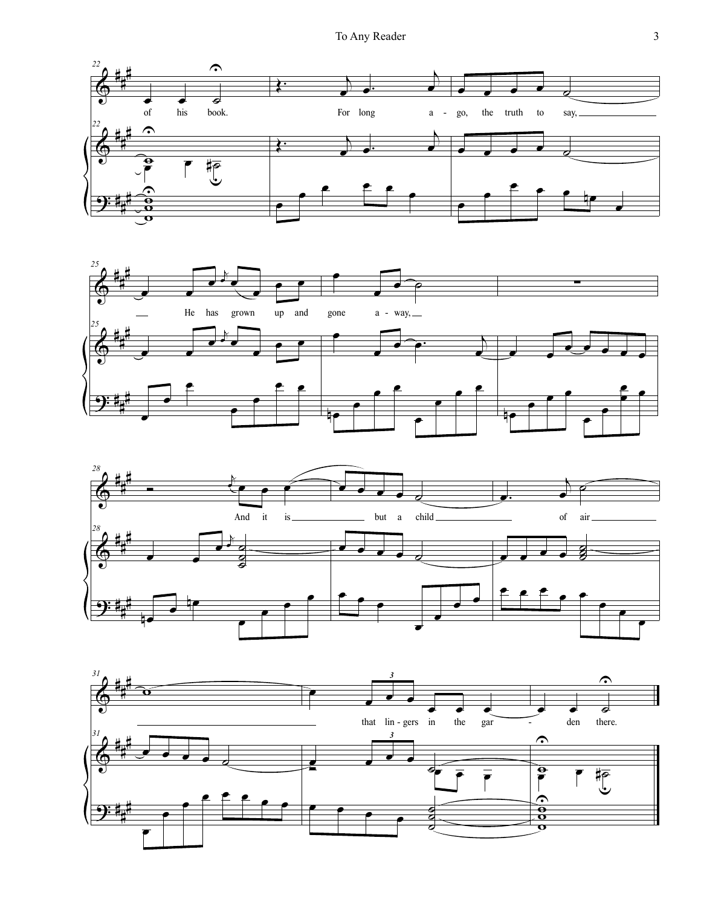of his book. For long a - go, the truth to say, He has grown up and gone a - way, And it is but a child of air that lin - gers in the gar - den there.